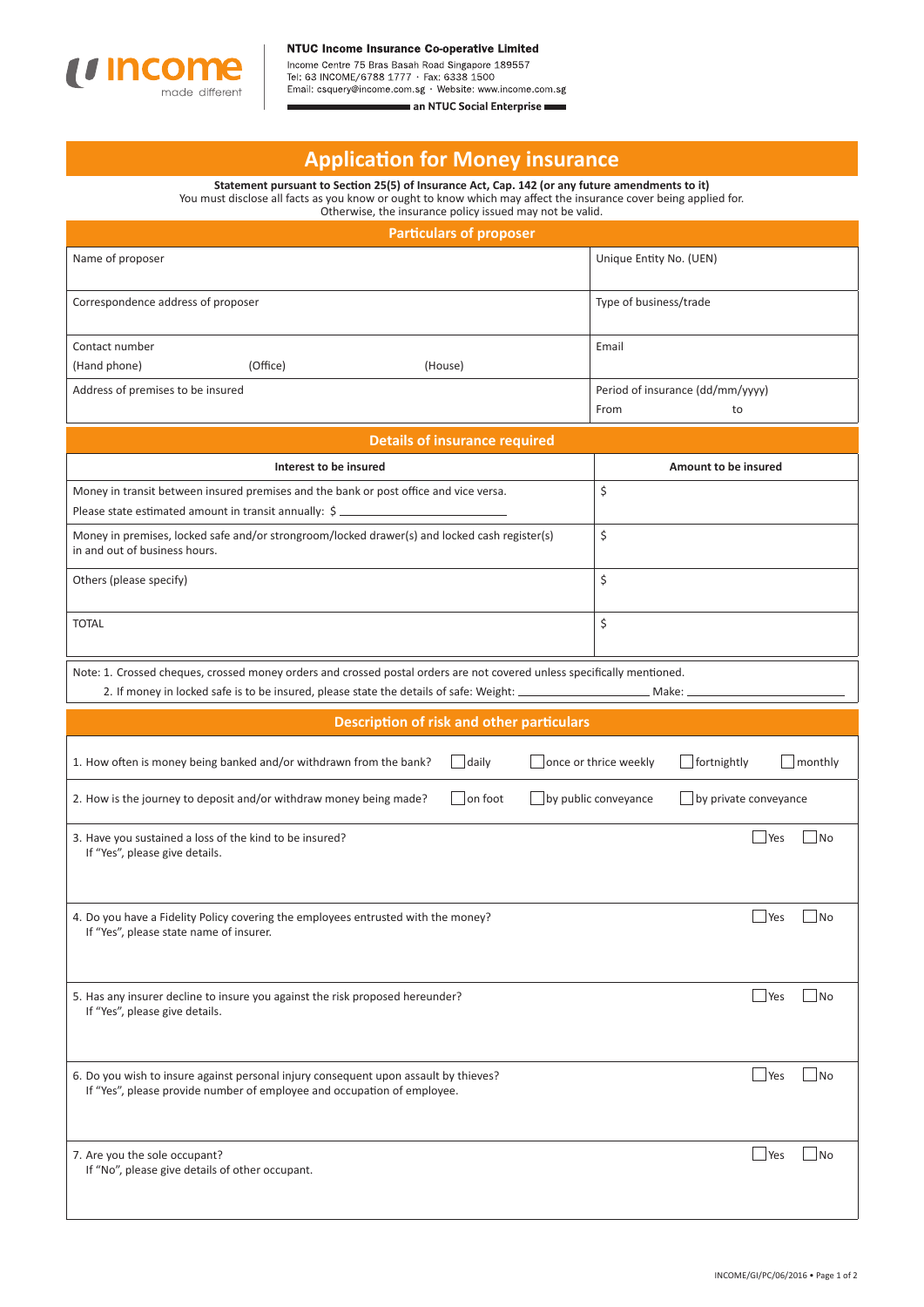**NTUC Income Insurance Co-operative Limited**
Income Centre 75 Bras Basah Road Singapore 189557
Tel: 63 INCOME/6788 1777 · Fax: 6338 1500
Email: csquery@income.com.sg · Website: www.income.com.sg
**an NTUC Social Enterprise**

# Application for Money insurance

**Statement pursuant to Section 25(5) of Insurance Act, Cap. 142 (or any future amendments to it)**
You must disclose all facts as you know or ought to know which may affect the insurance cover being applied for.
Otherwise, the insurance policy issued may not be valid.

## Particulars of proposer

| | |
|---|---|
| Name of proposer | Unique Entity No. (UEN) |
| Correspondence address of proposer | Type of business/trade |
| Contact number<br>(Hand phone) (Office) (House) | Email |
| Address of premises to be insured | Period of insurance (dd/mm/yyyy)<br>From to |

## Details of insurance required

| Interest to be insured | Amount to be insured |
|---|---|
| Money in transit between insured premises and the bank or post office and vice versa.<br>Please state estimated amount in transit annually: $ ______ | $ |
| Money in premises, locked safe and/or strongroom/locked drawer(s) and locked cash register(s) in and out of business hours. | $ |
| Others (please specify) | $ |
| TOTAL | $ |

Note: 1. Crossed cheques, crossed money orders and crossed postal orders are not covered unless specifically mentioned.
2. If money in locked safe is to be insured, please state the details of safe: Weight: ______ Make: ______

## Description of risk and other particulars

1. How often is money being banked and/or withdrawn from the bank? ☐ daily ☐ once or thrice weekly ☐ fortnightly ☐ monthly

2. How is the journey to deposit and/or withdraw money being made? ☐ on foot ☐ by public conveyance ☐ by private conveyance

3. Have you sustained a loss of the kind to be insured? ☐ Yes ☐ No
If "Yes", please give details.

4. Do you have a Fidelity Policy covering the employees entrusted with the money? ☐ Yes ☐ No
If "Yes", please state name of insurer.

5. Has any insurer decline to insure you against the risk proposed hereunder? ☐ Yes ☐ No
If "Yes", please give details.

6. Do you wish to insure against personal injury consequent upon assault by thieves? ☐ Yes ☐ No
If "Yes", please provide number of employee and occupation of employee.

7. Are you the sole occupant? ☐ Yes ☐ No
If "No", please give details of other occupant.

INCOME/GI/PC/06/2016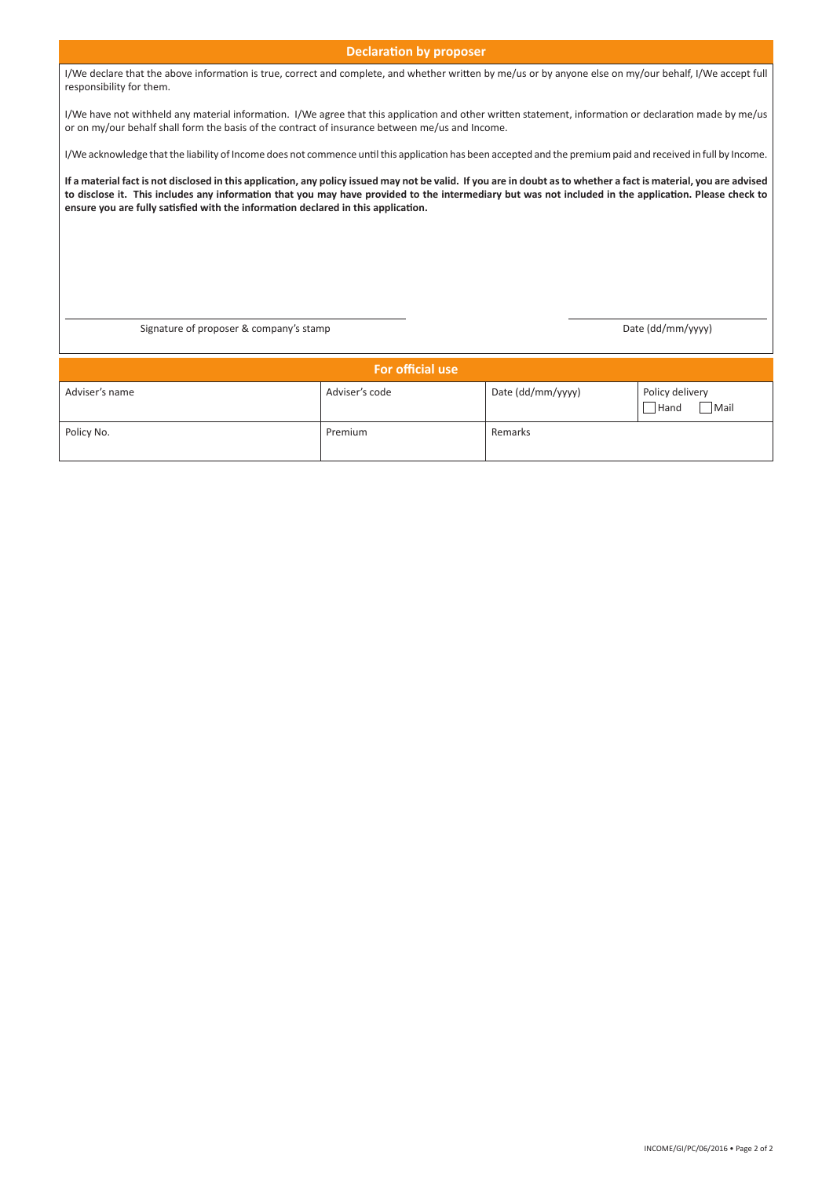## Declaration by proposer

I/We declare that the above information is true, correct and complete, and whether written by me/us or by anyone else on my/our behalf, I/We accept full responsibility for them.

I/We have not withheld any material information. I/We agree that this application and other written statement, information or declaration made by me/us or on my/our behalf shall form the basis of the contract of insurance between me/us and Income.

I/We acknowledge that the liability of Income does not commence until this application has been accepted and the premium paid and received in full by Income.

**If a material fact is not disclosed in this application, any policy issued may not be valid. If you are in doubt as to whether a fact is material, you are advised to disclose it. This includes any information that you may have provided to the intermediary but was not included in the application. Please check to ensure you are fully satisfied with the information declared in this application.**

Signature of proposer & company's stamp

Date (dd/mm/yyyy)

## For official use

| | | | |
|---|---|---|---|
| Adviser's name | Adviser's code | Date (dd/mm/yyyy) | Policy delivery ☐ Hand ☐ Mail |
| Policy No. | Premium | Remarks | |

INCOME/GI/PC/06/2016